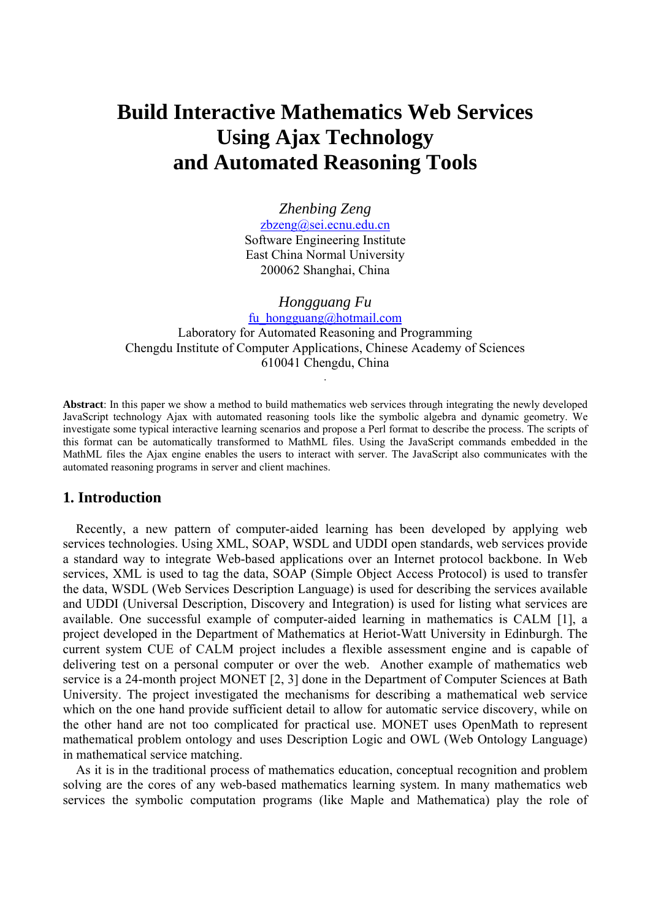# Build Interactive Mathematics Web Services Using Ajax Technology and Automated Reasoning Tools

*Zhenbing Zeng*
zbzeng@sei.ecnu.edu.cn
Software Engineering Institute
East China Normal University
200062 Shanghai, China

*Hongguang Fu*
fu_hongguang@hotmail.com
Laboratory for Automated Reasoning and Programming
Chengdu Institute of Computer Applications, Chinese Academy of Sciences
610041 Chengdu, China

**Abstract**: In this paper we show a method to build mathematics web services through integrating the newly developed JavaScript technology Ajax with automated reasoning tools like the symbolic algebra and dynamic geometry. We investigate some typical interactive learning scenarios and propose a Perl format to describe the process. The scripts of this format can be automatically transformed to MathML files. Using the JavaScript commands embedded in the MathML files the Ajax engine enables the users to interact with server. The JavaScript also communicates with the automated reasoning programs in server and client machines.

## 1. Introduction

Recently, a new pattern of computer-aided learning has been developed by applying web services technologies. Using XML, SOAP, WSDL and UDDI open standards, web services provide a standard way to integrate Web-based applications over an Internet protocol backbone. In Web services, XML is used to tag the data, SOAP (Simple Object Access Protocol) is used to transfer the data, WSDL (Web Services Description Language) is used for describing the services available and UDDI (Universal Description, Discovery and Integration) is used for listing what services are available. One successful example of computer-aided learning in mathematics is CALM [1], a project developed in the Department of Mathematics at Heriot-Watt University in Edinburgh. The current system CUE of CALM project includes a flexible assessment engine and is capable of delivering test on a personal computer or over the web. Another example of mathematics web service is a 24-month project MONET [2, 3] done in the Department of Computer Sciences at Bath University. The project investigated the mechanisms for describing a mathematical web service which on the one hand provide sufficient detail to allow for automatic service discovery, while on the other hand are not too complicated for practical use. MONET uses OpenMath to represent mathematical problem ontology and uses Description Logic and OWL (Web Ontology Language) in mathematical service matching.

As it is in the traditional process of mathematics education, conceptual recognition and problem solving are the cores of any web-based mathematics learning system. In many mathematics web services the symbolic computation programs (like Maple and Mathematica) play the role of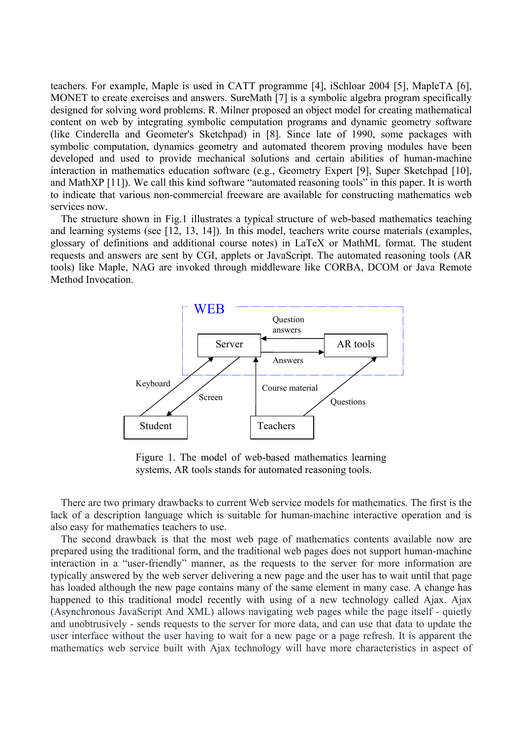teachers. For example, Maple is used in CATT programme [4], iSchloar 2004 [5], MapleTA [6], MONET to create exercises and answers. SureMath [7] is a symbolic algebra program specifically designed for solving word problems. R. Milner proposed an object model for creating mathematical content on web by integrating symbolic computation programs and dynamic geometry software (like Cinderella and Geometer's Sketchpad) in [8]. Since late of 1990, some packages with symbolic computation, dynamics geometry and automated theorem proving modules have been developed and used to provide mechanical solutions and certain abilities of human-machine interaction in mathematics education software (e.g., Geometry Expert [9], Super Sketchpad [10], and MathXP [11]). We call this kind software "automated reasoning tools" in this paper. It is worth to indicate that various non-commercial freeware are available for constructing mathematics web services now.

The structure shown in Fig.1 illustrates a typical structure of web-based mathematics teaching and learning systems (see [12, 13, 14]). In this model, teachers write course materials (examples, glossary of definitions and additional course notes) in LaTeX or MathML format. The student requests and answers are sent by CGI, applets or JavaScript. The automated reasoning tools (AR tools) like Maple, NAG are invoked through middleware like CORBA, DCOM or Java Remote Method Invocation.

Figure 1. The model of web-based mathematics learning systems, AR tools stands for automated reasoning tools.

There are two primary drawbacks to current Web service models for mathematics. The first is the lack of a description language which is suitable for human-machine interactive operation and is also easy for mathematics teachers to use.

The second drawback is that the most web page of mathematics contents available now are prepared using the traditional form, and the traditional web pages does not support human-machine interaction in a "user-friendly" manner, as the requests to the server for more information are typically answered by the web server delivering a new page and the user has to wait until that page has loaded although the new page contains many of the same element in many case. A change has happened to this traditional model recently with using of a new technology called Ajax. Ajax (Asynchronous JavaScript And XML) allows navigating web pages while the page itself - quietly and unobtrusively - sends requests to the server for more data, and can use that data to update the user interface without the user having to wait for a new page or a page refresh. It is apparent the mathematics web service built with Ajax technology will have more characteristics in aspect of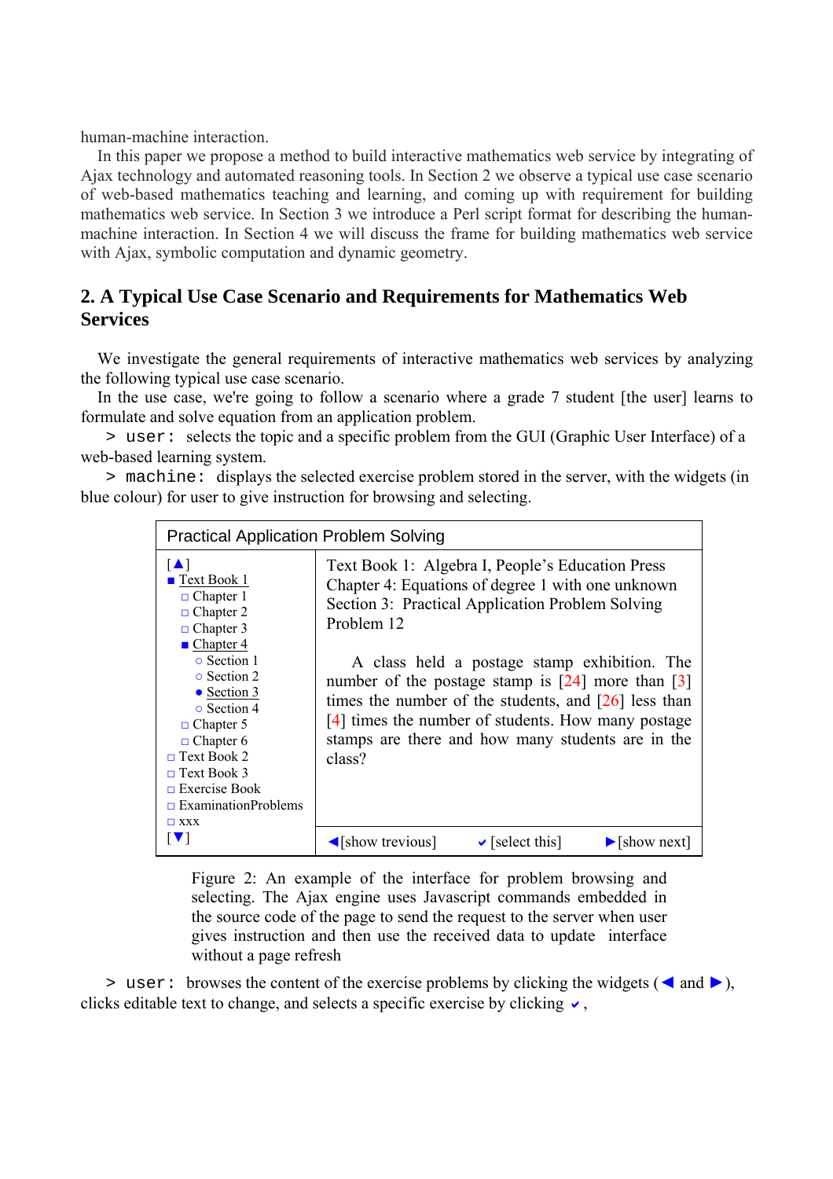human-machine interaction.

In this paper we propose a method to build interactive mathematics web service by integrating of Ajax technology and automated reasoning tools. In Section 2 we observe a typical use case scenario of web-based mathematics teaching and learning, and coming up with requirement for building mathematics web service. In Section 3 we introduce a Perl script format for describing the human-machine interaction. In Section 4 we will discuss the frame for building mathematics web service with Ajax, symbolic computation and dynamic geometry.

## 2. A Typical Use Case Scenario and Requirements for Mathematics Web Services

We investigate the general requirements of interactive mathematics web services by analyzing the following typical use case scenario.

In the use case, we're going to follow a scenario where a grade 7 student [the user] learns to formulate and solve equation from an application problem.

`> user:` selects the topic and a specific problem from the GUI (Graphic User Interface) of a web-based learning system.

`> machine:` displays the selected exercise problem stored in the server, with the widgets (in blue colour) for user to give instruction for browsing and selecting.

| Practical Application Problem Solving | |
|---|---|
| [▲]<br>■ Text Book 1<br>&nbsp;&nbsp;□ Chapter 1<br>&nbsp;&nbsp;□ Chapter 2<br>&nbsp;&nbsp;□ Chapter 3<br>&nbsp;&nbsp;■ Chapter 4<br>&nbsp;&nbsp;&nbsp;&nbsp;○ Section 1<br>&nbsp;&nbsp;&nbsp;&nbsp;○ Section 2<br>&nbsp;&nbsp;&nbsp;&nbsp;● Section 3<br>&nbsp;&nbsp;&nbsp;&nbsp;○ Section 4<br>&nbsp;&nbsp;□ Chapter 5<br>&nbsp;&nbsp;□ Chapter 6<br>□ Text Book 2<br>□ Text Book 3<br>□ Exercise Book<br>□ ExaminationProblems<br>□ xxx<br>[▼] | Text Book 1: Algebra I, People's Education Press<br>Chapter 4: Equations of degree 1 with one unknown<br>Section 3: Practical Application Problem Solving<br>Problem 12<br><br>A class held a postage stamp exhibition. The number of the postage stamp is [24] more than [3] times the number of the students, and [26] less than [4] times the number of students. How many postage stamps are there and how many students are in the class?<br><br>◄[show trevious] ✔[select this] ►[show next] |

Figure 2: An example of the interface for problem browsing and selecting. The Ajax engine uses Javascript commands embedded in the source code of the page to send the request to the server when user gives instruction and then use the received data to update interface without a page refresh

`> user:` browses the content of the exercise problems by clicking the widgets (◄ and ►), clicks editable text to change, and selects a specific exercise by clicking ✔,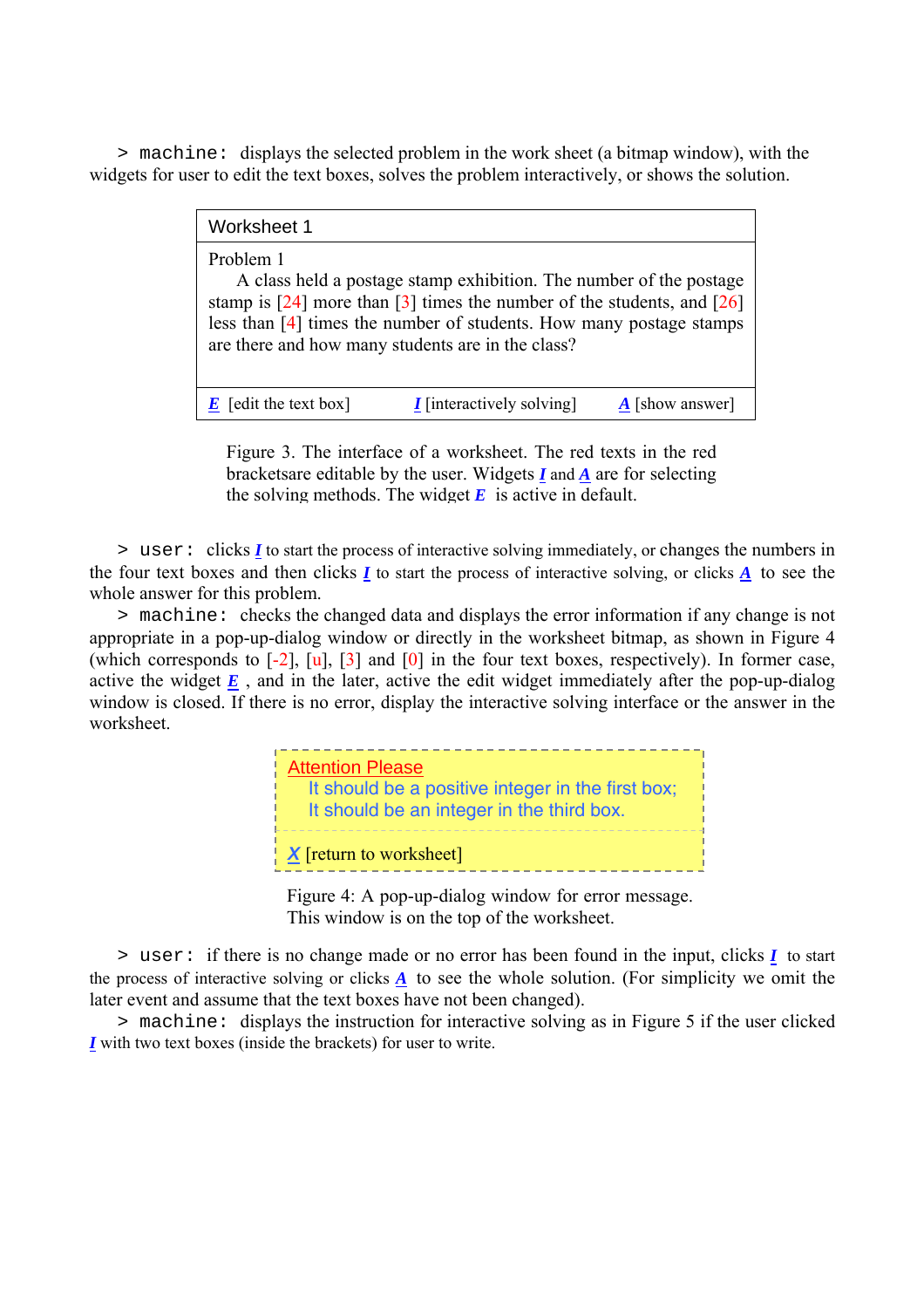> `machine:` displays the selected problem in the work sheet (a bitmap window), with the widgets for user to edit the text boxes, solves the problem interactively, or shows the solution.

| Worksheet 1 | | |
|---|---|---|
| Problem 1<br>A class held a postage stamp exhibition. The number of the postage stamp is [24] more than [3] times the number of the students, and [26] less than [4] times the number of students. How many postage stamps are there and how many students are in the class? | | |
| ***E*** [edit the text box] | ***I*** [interactively solving] | ***A*** [show answer] |

Figure 3. The interface of a worksheet. The red texts in the red bracketsare editable by the user. Widgets ***I*** and ***A*** are for selecting the solving methods. The widget ***E*** is active in default.

> `user:` clicks ***I*** to start the process of interactive solving immediately, or changes the numbers in the four text boxes and then clicks ***I*** to start the process of interactive solving, or clicks ***A*** to see the whole answer for this problem.

> `machine:` checks the changed data and displays the error information if any change is not appropriate in a pop-up-dialog window or directly in the worksheet bitmap, as shown in Figure 4 (which corresponds to [-2], [u], [3] and [0] in the four text boxes, respectively). In former case, active the widget ***E*** , and in the later, active the edit widget immediately after the pop-up-dialog window is closed. If there is no error, display the interactive solving interface or the answer in the worksheet.

| Attention Please<br>It should be a positive integer in the first box;<br>It should be an integer in the third box. |
|---|
| ***X*** [return to worksheet] |

Figure 4: A pop-up-dialog window for error message. This window is on the top of the worksheet.

> `user:` if there is no change made or no error has been found in the input, clicks ***I*** to start the process of interactive solving or clicks ***A*** to see the whole solution. (For simplicity we omit the later event and assume that the text boxes have not been changed).

> `machine:` displays the instruction for interactive solving as in Figure 5 if the user clicked ***I*** with two text boxes (inside the brackets) for user to write.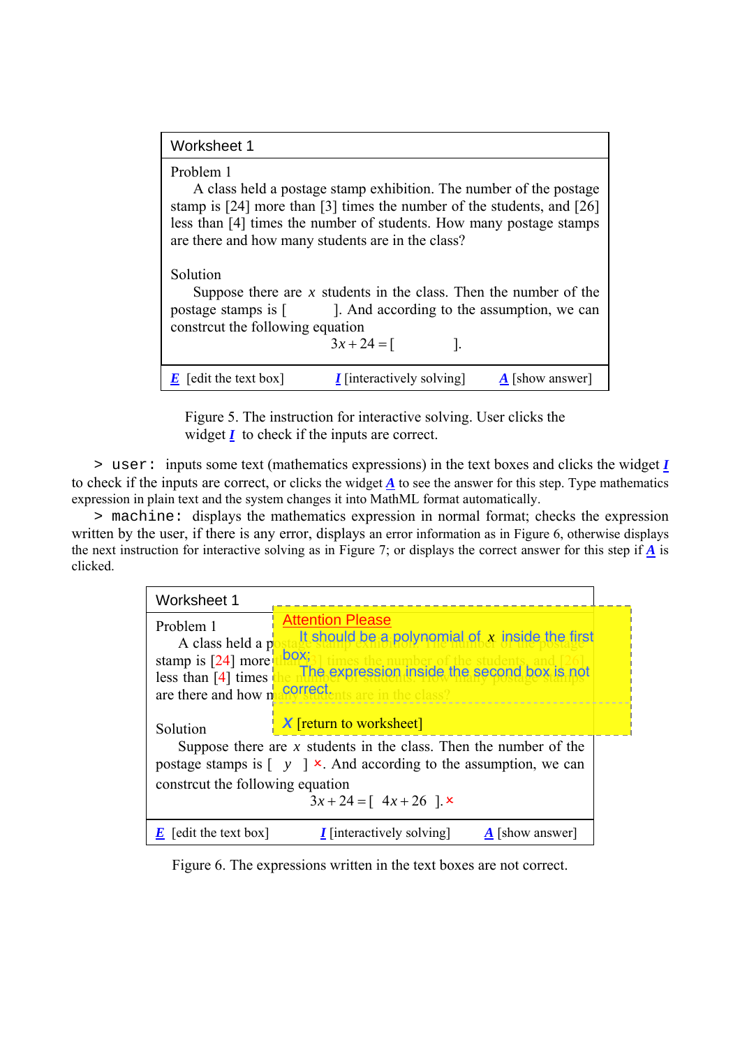Worksheet 1

Problem 1

A class held a postage stamp exhibition. The number of the postage stamp is [24] more than [3] times the number of the students, and [26] less than [4] times the number of students. How many postage stamps are there and how many students are in the class?

Solution

Suppose there are $x$ students in the class. Then the number of the postage stamps is [          ]. And according to the assumption, we can constrcut the following equation

$$3x + 24 = [\qquad\qquad].$$

*E* [edit the text box]  *I* [interactively solving]  *A* [show answer]

Figure 5. The instruction for interactive solving. User clicks the widget *I* to check if the inputs are correct.

`> user:` inputs some text (mathematics expressions) in the text boxes and clicks the widget *I* to check if the inputs are correct, or clicks the widget *A* to see the answer for this step. Type mathematics expression in plain text and the system changes it into MathML format automatically.

`> machine:` displays the mathematics expression in normal format; checks the expression written by the user, if there is any error, displays an error information as in Figure 6, otherwise displays the next instruction for interactive solving as in Figure 7; or displays the correct answer for this step if *A* is clicked.

Worksheet 1

Problem 1

A class held a postage stamp exhibition. The number of the postage stamp is [24] more than [3] times the number of the students, and [26] less than [4] times the number of students. How many postage stamps are there and how many students are in the class?

Attention Please

It should be a polynomial of $x$ inside the first box;

The expression inside the second box is not correct.

*X* [return to worksheet]

Solution

Suppose there are $x$ students in the class. Then the number of the postage stamps is [ $y$ ] ×. And according to the assumption, we can constrcut the following equation

$$3x + 24 = [\ 4x + 26\ ].\ ×$$

*E* [edit the text box]  *I* [interactively solving]  *A* [show answer]

Figure 6. The expressions written in the text boxes are not correct.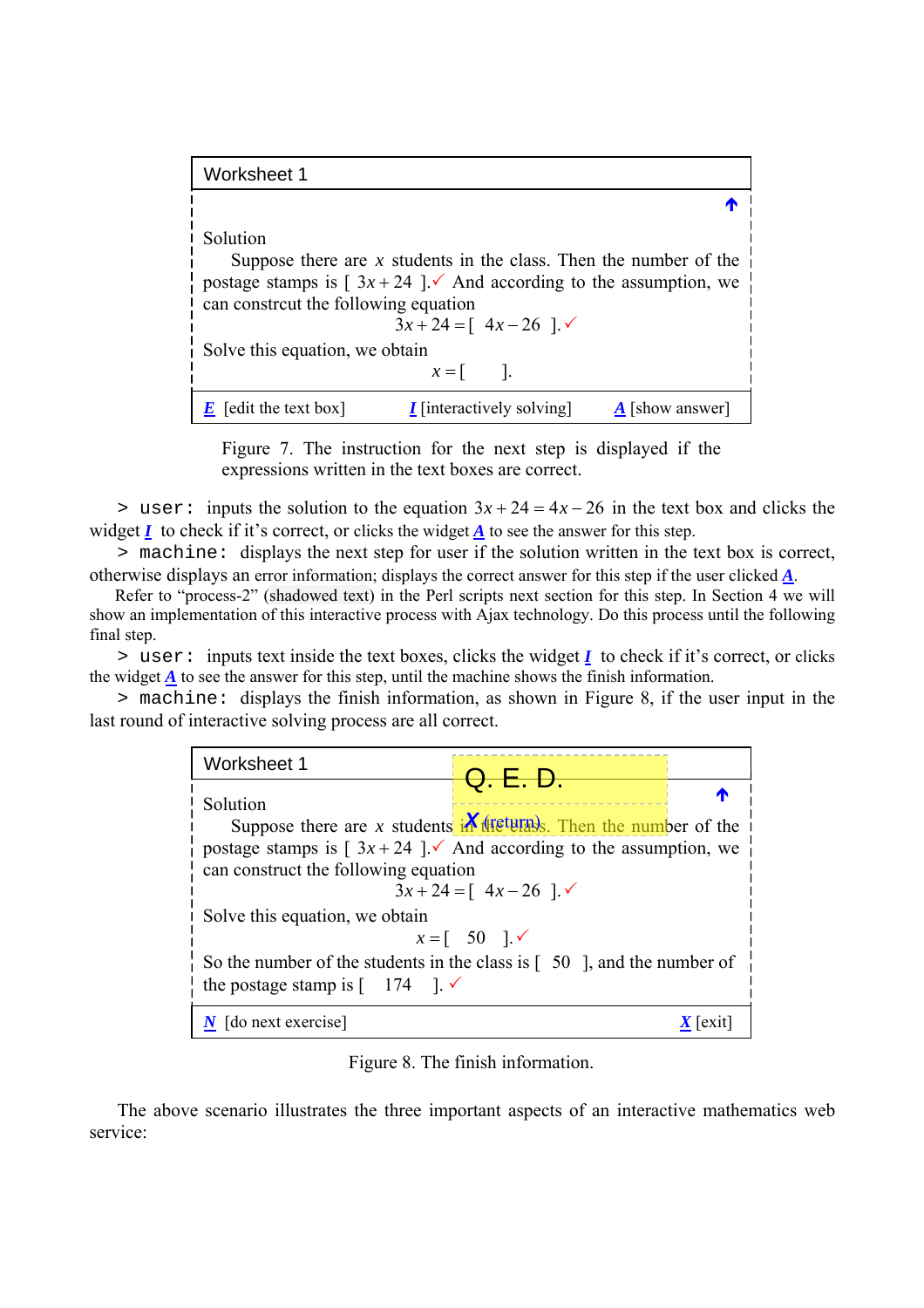Worksheet 1

Solution

Suppose there are $x$ students in the class. Then the number of the postage stamps is [ $3x+24$ ].✓ And according to the assumption, we can constrcut the following equation

$$3x+24=[\ \ 4x-26\ \ ].✓$$

Solve this equation, we obtain

$$x=[\ \ \ \ \ ].$$

***E*** [edit the text box] ***I*** [interactively solving] ***A*** [show answer]

Figure 7. The instruction for the next step is displayed if the expressions written in the text boxes are correct.

`> user:` inputs the solution to the equation $3x+24=4x-26$ in the text box and clicks the widget ***I*** to check if it's correct, or clicks the widget ***A*** to see the answer for this step.

`> machine:` displays the next step for user if the solution written in the text box is correct, otherwise displays an error information; displays the correct answer for this step if the user clicked ***A***.

Refer to "process-2" (shadowed text) in the Perl scripts next section for this step. In Section 4 we will show an implementation of this interactive process with Ajax technology. Do this process until the following final step.

`> user:` inputs text inside the text boxes, clicks the widget ***I*** to check if it's correct, or clicks the widget ***A*** to see the answer for this step, until the machine shows the finish information.

`> machine:` displays the finish information, as shown in Figure 8, if the user input in the last round of interactive solving process are all correct.

Worksheet 1

Q. E. D.

***X*** (return)

Solution

Suppose there are $x$ students in the class. Then the number of the postage stamps is [ $3x+24$ ].✓ And according to the assumption, we can construct the following equation

$$3x+24=[\ \ 4x-26\ \ ].✓$$

Solve this equation, we obtain

$$x=[\ \ 50\ \ ].✓$$

So the number of the students in the class is [ 50 ], and the number of the postage stamp is [ 174 ]. ✓

***N*** [do next exercise] ***X*** [exit]

Figure 8. The finish information.

The above scenario illustrates the three important aspects of an interactive mathematics web service: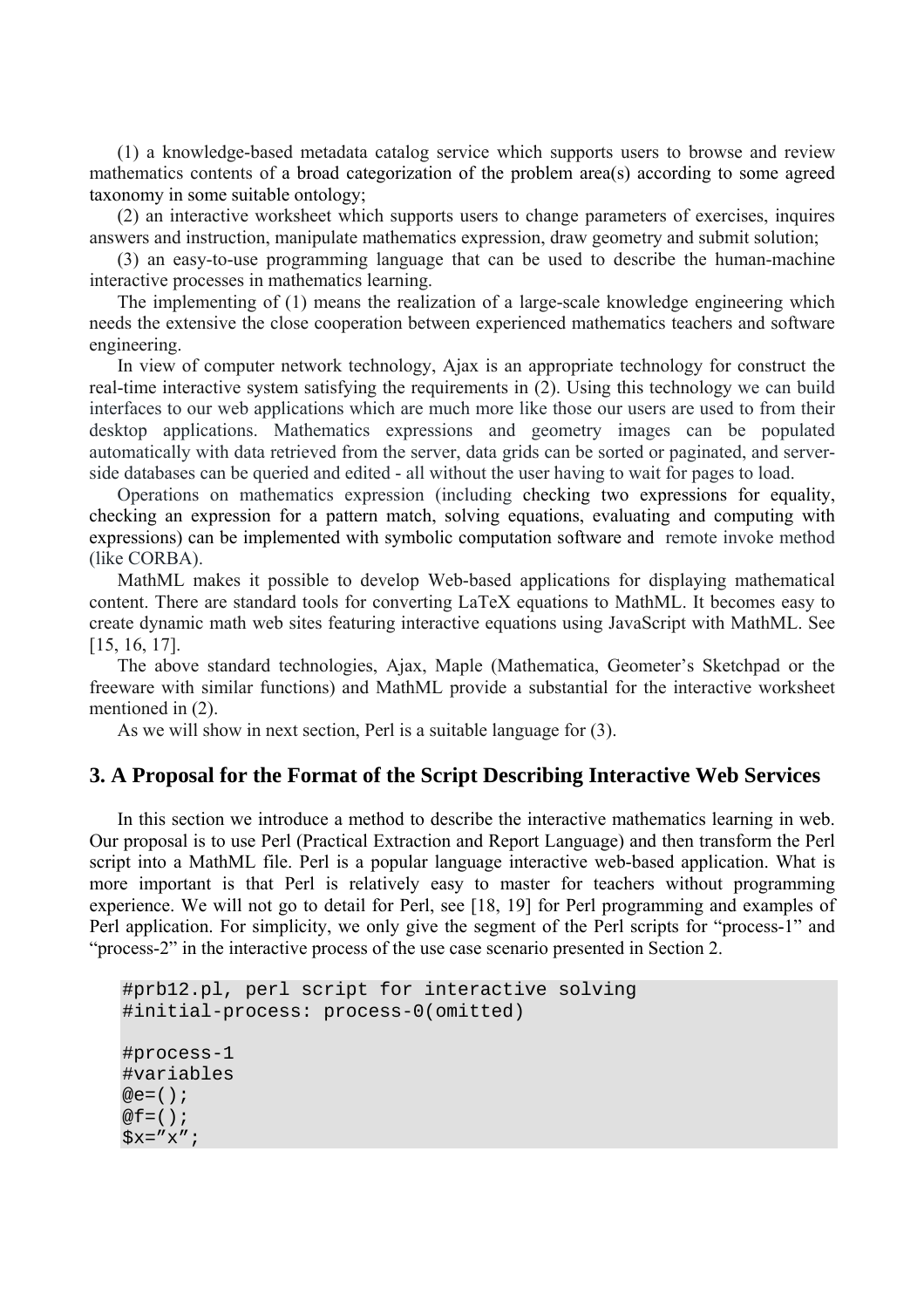(1) a knowledge-based metadata catalog service which supports users to browse and review mathematics contents of a broad categorization of the problem area(s) according to some agreed taxonomy in some suitable ontology;

(2) an interactive worksheet which supports users to change parameters of exercises, inquires answers and instruction, manipulate mathematics expression, draw geometry and submit solution;

(3) an easy-to-use programming language that can be used to describe the human-machine interactive processes in mathematics learning.

The implementing of (1) means the realization of a large-scale knowledge engineering which needs the extensive the close cooperation between experienced mathematics teachers and software engineering.

In view of computer network technology, Ajax is an appropriate technology for construct the real-time interactive system satisfying the requirements in (2). Using this technology we can build interfaces to our web applications which are much more like those our users are used to from their desktop applications. Mathematics expressions and geometry images can be populated automatically with data retrieved from the server, data grids can be sorted or paginated, and server-side databases can be queried and edited - all without the user having to wait for pages to load.

Operations on mathematics expression (including checking two expressions for equality, checking an expression for a pattern match, solving equations, evaluating and computing with expressions) can be implemented with symbolic computation software and remote invoke method (like CORBA).

MathML makes it possible to develop Web-based applications for displaying mathematical content. There are standard tools for converting LaTeX equations to MathML. It becomes easy to create dynamic math web sites featuring interactive equations using JavaScript with MathML. See [15, 16, 17].

The above standard technologies, Ajax, Maple (Mathematica, Geometer's Sketchpad or the freeware with similar functions) and MathML provide a substantial for the interactive worksheet mentioned in (2).

As we will show in next section, Perl is a suitable language for (3).

## 3. A Proposal for the Format of the Script Describing Interactive Web Services

In this section we introduce a method to describe the interactive mathematics learning in web. Our proposal is to use Perl (Practical Extraction and Report Language) and then transform the Perl script into a MathML file. Perl is a popular language interactive web-based application. What is more important is that Perl is relatively easy to master for teachers without programming experience. We will not go to detail for Perl, see [18, 19] for Perl programming and examples of Perl application. For simplicity, we only give the segment of the Perl scripts for "process-1" and "process-2" in the interactive process of the use case scenario presented in Section 2.

```
#prb12.pl, perl script for interactive solving
#initial-process: process-0(omitted)

#process-1
#variables
@e=();
@f=();
$x="x";
```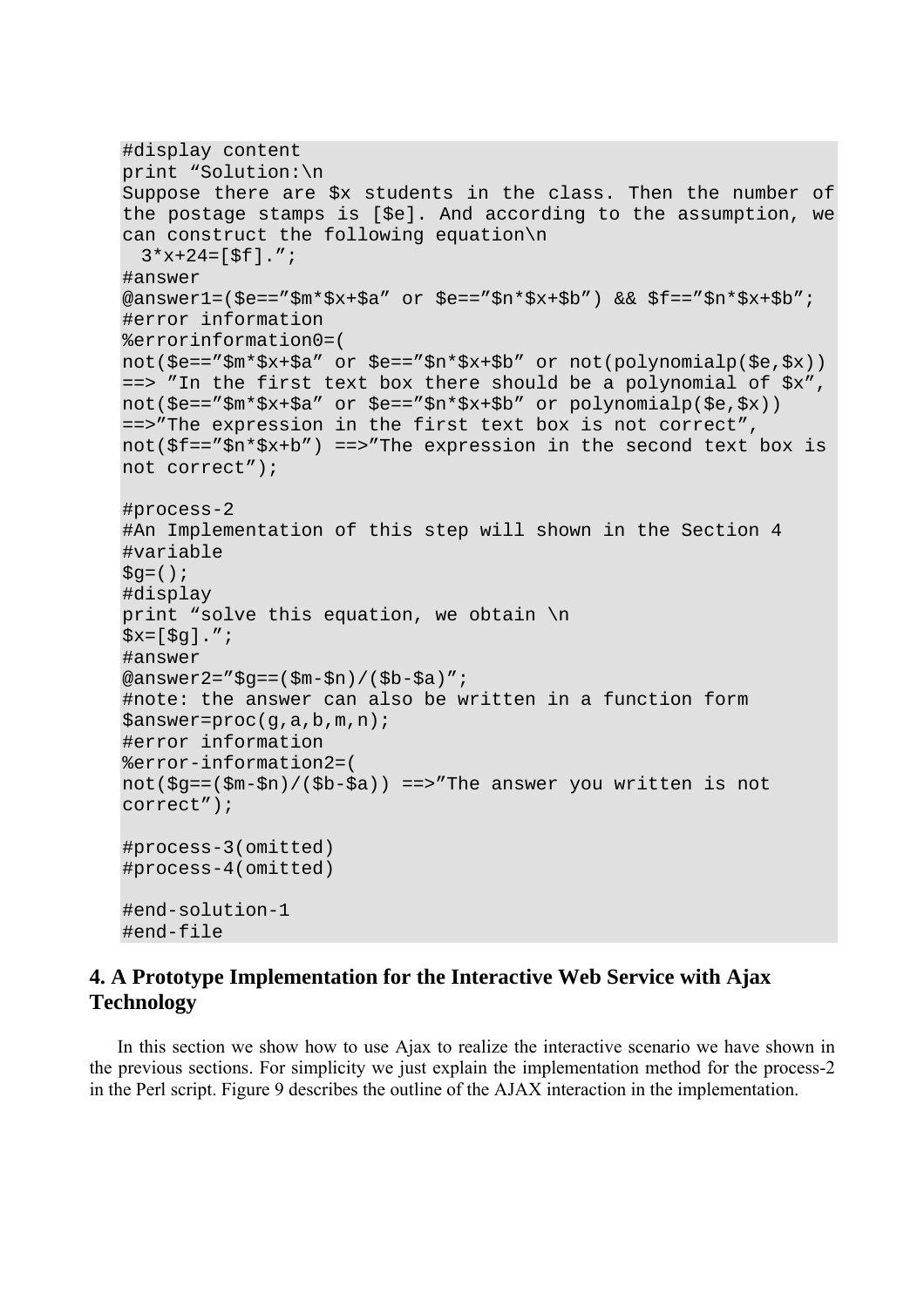```
#display content
print “Solution:\n
Suppose there are $x students in the class. Then the number of
the postage stamps is [$e]. And according to the assumption, we
can construct the following equation\n
  3*x+24=[$f].”;
#answer
@answer1=($e==”$m*$x+$a” or $e==”$n*$x+$b”) && $f==”$n*$x+$b”;
#error information
%errorinformation0=(
not($e==”$m*$x+$a” or $e==”$n*$x+$b” or not(polynomialp($e,$x))
==> ”In the first text box there should be a polynomial of $x”,
not($e==”$m*$x+$a” or $e==”$n*$x+$b” or polynomialp($e,$x))
==>”The expression in the first text box is not correct”,
not($f==”$n*$x+b”) ==>”The expression in the second text box is
not correct”);

#process-2
#An Implementation of this step will shown in the Section 4
#variable
$g=();
#display
print “solve this equation, we obtain \n
$x=[$g].”;
#answer
@answer2=”$g==($m-$n)/($b-$a)”;
#note: the answer can also be written in a function form
$answer=proc(g,a,b,m,n);
#error information
%error-information2=(
not($g==($m-$n)/($b-$a)) ==>”The answer you written is not
correct”);

#process-3(omitted)
#process-4(omitted)

#end-solution-1
#end-file
```

## 4. A Prototype Implementation for the Interactive Web Service with Ajax Technology

In this section we show how to use Ajax to realize the interactive scenario we have shown in the previous sections. For simplicity we just explain the implementation method for the process-2 in the Perl script. Figure 9 describes the outline of the AJAX interaction in the implementation.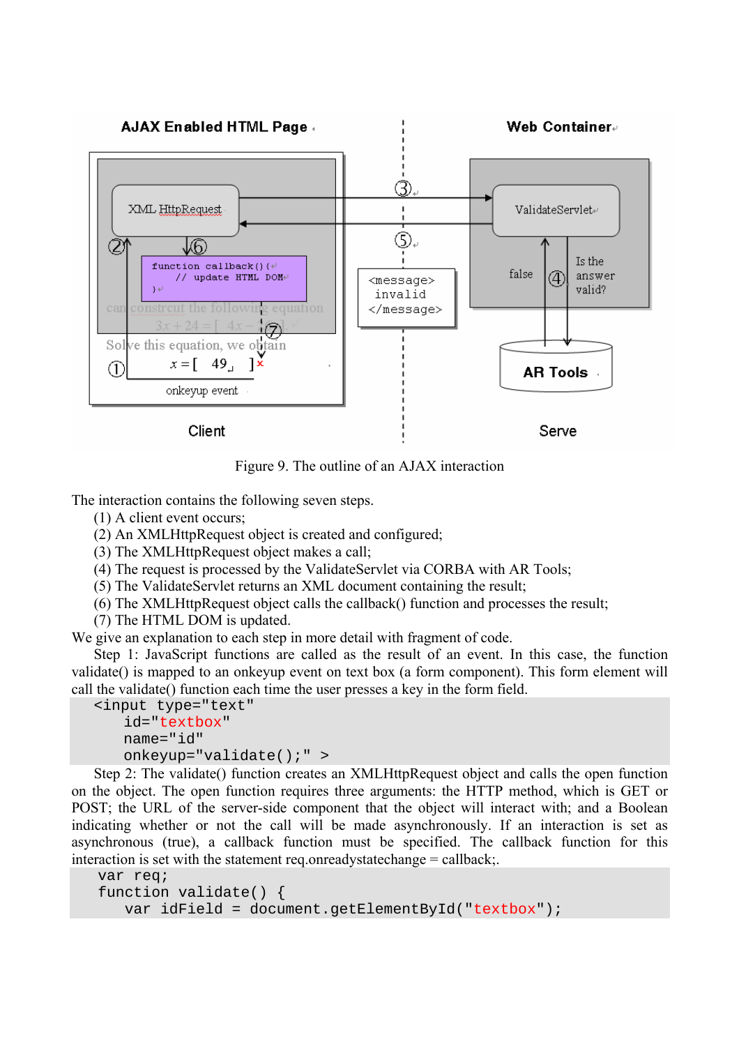Figure 9. The outline of an AJAX interaction

The interaction contains the following seven steps.

(1) A client event occurs;
(2) An XMLHttpRequest object is created and configured;
(3) The XMLHttpRequest object makes a call;
(4) The request is processed by the ValidateServlet via CORBA with AR Tools;
(5) The ValidateServlet returns an XML document containing the result;
(6) The XMLHttpRequest object calls the callback() function and processes the result;
(7) The HTML DOM is updated.

We give an explanation to each step in more detail with fragment of code.

Step 1: JavaScript functions are called as the result of an event. In this case, the function validate() is mapped to an onkeyup event on text box (a form component). This form element will call the validate() function each time the user presses a key in the form field.

```
<input type="text"
    id="textbox"
    name="id"
    onkeyup="validate();" >
```

Step 2: The validate() function creates an XMLHttpRequest object and calls the open function on the object. The open function requires three arguments: the HTTP method, which is GET or POST; the URL of the server-side component that the object will interact with; and a Boolean indicating whether or not the call will be made asynchronously. If an interaction is set as asynchronous (true), a callback function must be specified. The callback function for this interaction is set with the statement req.onreadystatechange = callback;.

```
var req;
function validate() {
    var idField = document.getElementById("textbox");
```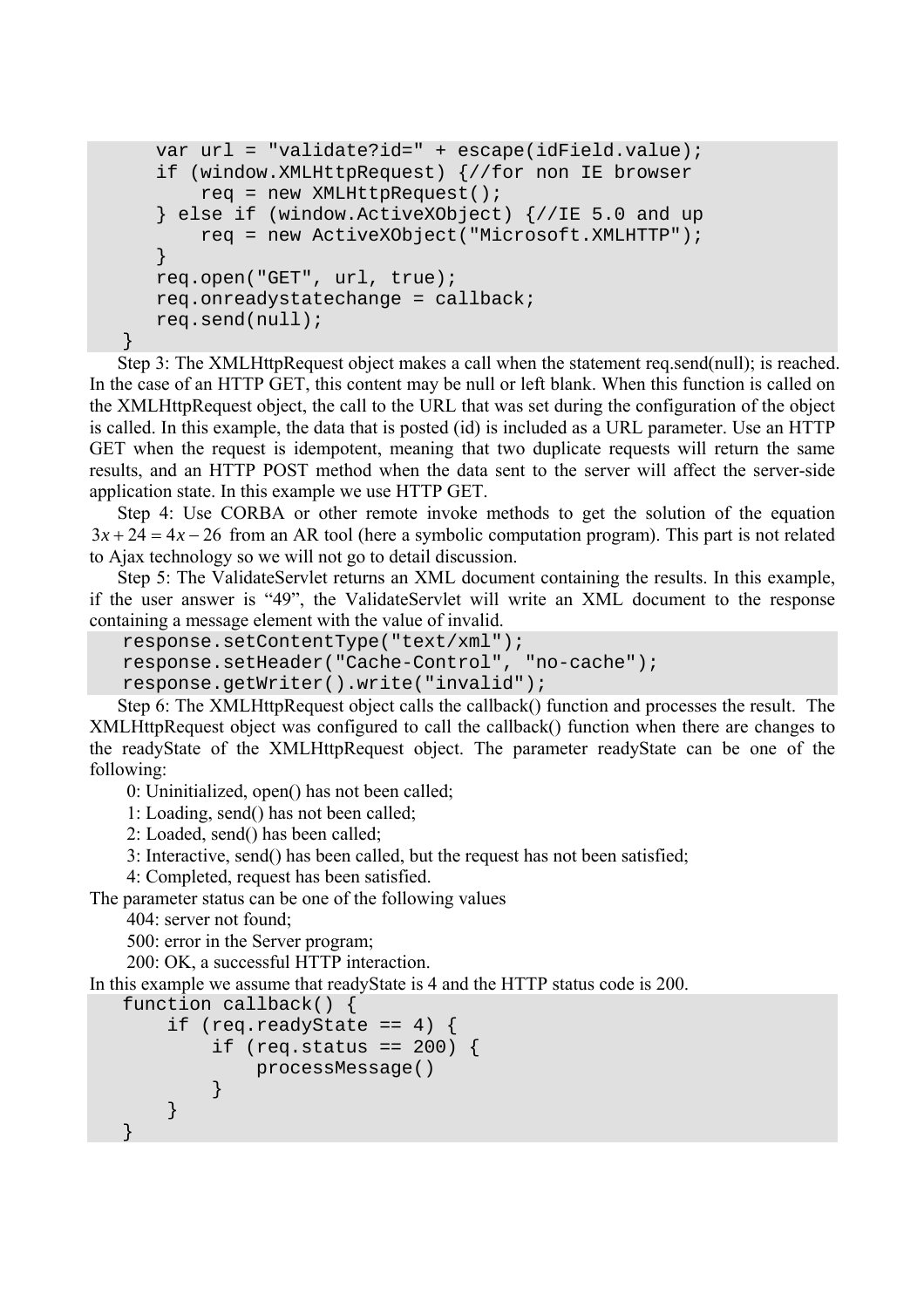```
    var url = "validate?id=" + escape(idField.value);
    if (window.XMLHttpRequest) {//for non IE browser
        req = new XMLHttpRequest();
    } else if (window.ActiveXObject) {//IE 5.0 and up
        req = new ActiveXObject("Microsoft.XMLHTTP");
    }
    req.open("GET", url, true);
    req.onreadystatechange = callback;
    req.send(null);
}
```

Step 3: The XMLHttpRequest object makes a call when the statement req.send(null); is reached. In the case of an HTTP GET, this content may be null or left blank. When this function is called on the XMLHttpRequest object, the call to the URL that was set during the configuration of the object is called. In this example, the data that is posted (id) is included as a URL parameter. Use an HTTP GET when the request is idempotent, meaning that two duplicate requests will return the same results, and an HTTP POST method when the data sent to the server will affect the server-side application state. In this example we use HTTP GET.

Step 4: Use CORBA or other remote invoke methods to get the solution of the equation $3x + 24 = 4x - 26$ from an AR tool (here a symbolic computation program). This part is not related to Ajax technology so we will not go to detail discussion.

Step 5: The ValidateServlet returns an XML document containing the results. In this example, if the user answer is "49", the ValidateServlet will write an XML document to the response containing a message element with the value of invalid.

```
response.setContentType("text/xml");
response.setHeader("Cache-Control", "no-cache");
response.getWriter().write("invalid");
```

Step 6: The XMLHttpRequest object calls the callback() function and processes the result. The XMLHttpRequest object was configured to call the callback() function when there are changes to the readyState of the XMLHttpRequest object. The parameter readyState can be one of the following:

0: Uninitialized, open() has not been called;
1: Loading, send() has not been called;
2: Loaded, send() has been called;
3: Interactive, send() has been called, but the request has not been satisfied;
4: Completed, request has been satisfied.

The parameter status can be one of the following values

404: server not found;
500: error in the Server program;
200: OK, a successful HTTP interaction.

In this example we assume that readyState is 4 and the HTTP status code is 200.

```
function callback() {
    if (req.readyState == 4) {
        if (req.status == 200) {
            processMessage()
        }
    }
}
```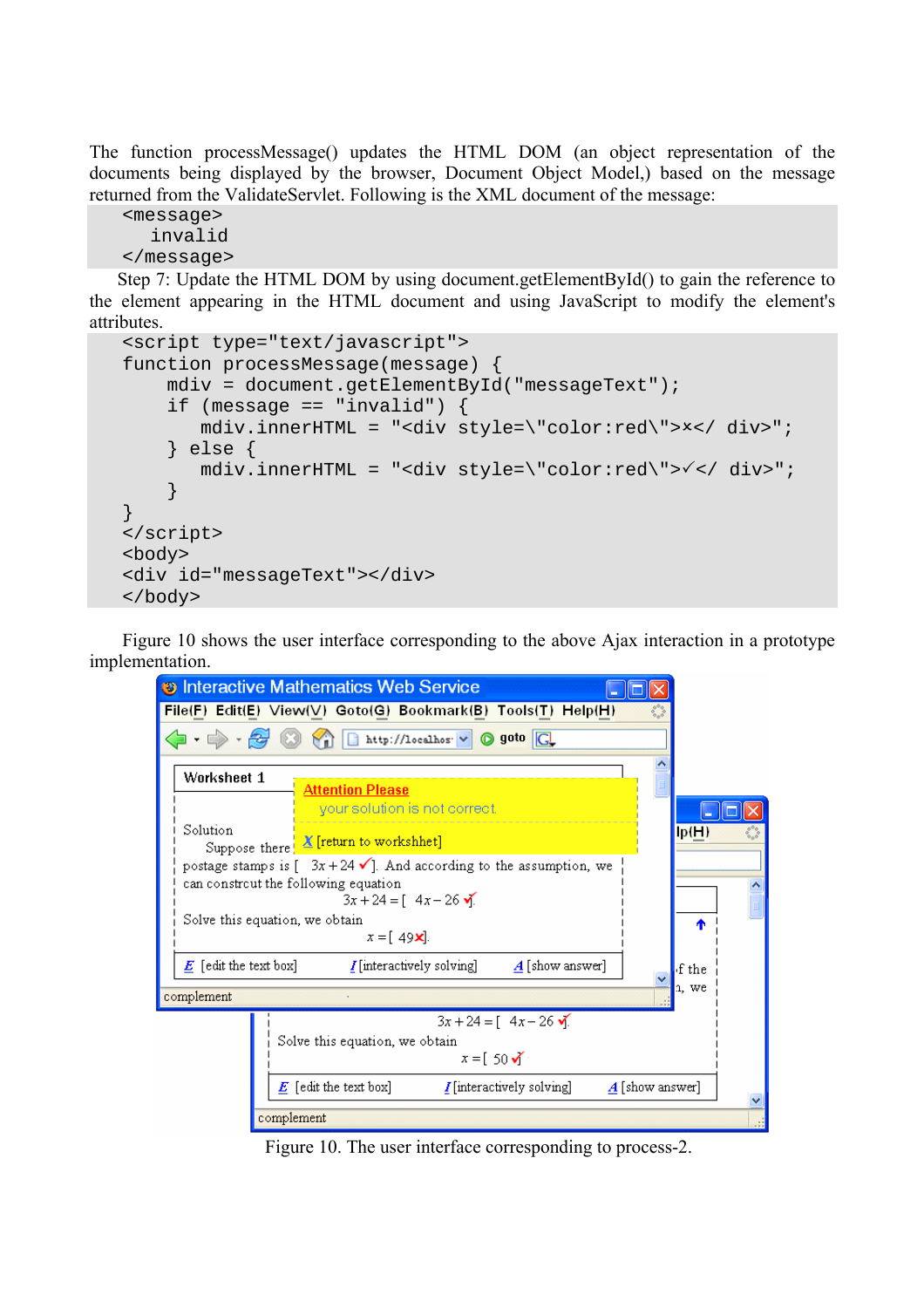The function processMessage() updates the HTML DOM (an object representation of the documents being displayed by the browser, Document Object Model,) based on the message returned from the ValidateServlet. Following is the XML document of the message:

```
<message>
   invalid
</message>
```

Step 7: Update the HTML DOM by using document.getElementById() to gain the reference to the element appearing in the HTML document and using JavaScript to modify the element's attributes.

```
<script type="text/javascript">
function processMessage(message) {
     mdiv = document.getElementById("messageText");
     if (message == "invalid") {
         mdiv.innerHTML = "<div style=\"color:red\">×</ div>";
     } else {
         mdiv.innerHTML = "<div style=\"color:red\">✓</ div>";
     }
}
</script>
<body>
<div id="messageText"></div>
</body>
```

Figure 10 shows the user interface corresponding to the above Ajax interaction in a prototype implementation.

Figure 10. The user interface corresponding to process-2.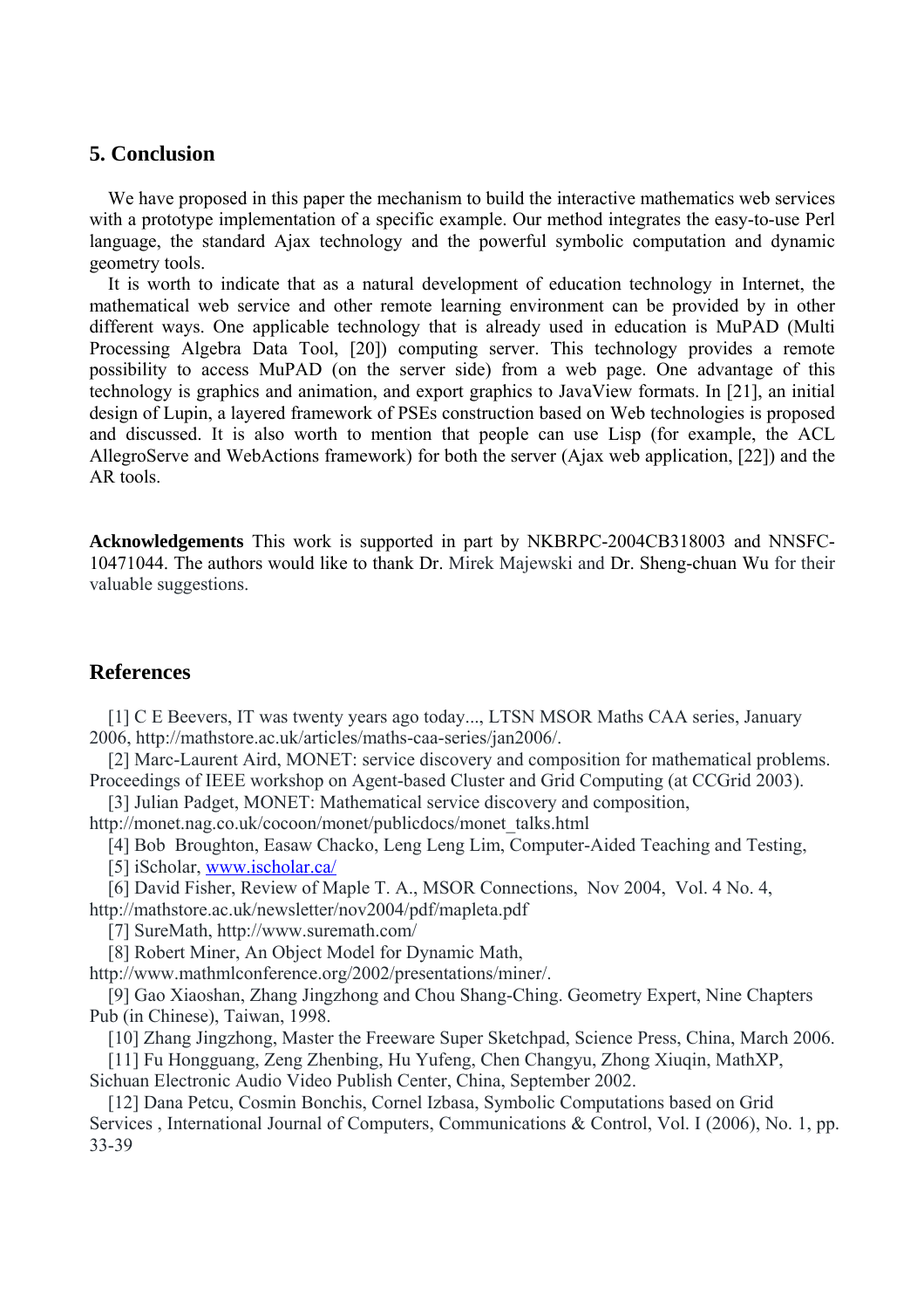## 5. Conclusion

We have proposed in this paper the mechanism to build the interactive mathematics web services with a prototype implementation of a specific example. Our method integrates the easy-to-use Perl language, the standard Ajax technology and the powerful symbolic computation and dynamic geometry tools.

It is worth to indicate that as a natural development of education technology in Internet, the mathematical web service and other remote learning environment can be provided by in other different ways. One applicable technology that is already used in education is MuPAD (Multi Processing Algebra Data Tool, [20]) computing server. This technology provides a remote possibility to access MuPAD (on the server side) from a web page. One advantage of this technology is graphics and animation, and export graphics to JavaView formats. In [21], an initial design of Lupin, a layered framework of PSEs construction based on Web technologies is proposed and discussed. It is also worth to mention that people can use Lisp (for example, the ACL AllegroServe and WebActions framework) for both the server (Ajax web application, [22]) and the AR tools.

**Acknowledgements** This work is supported in part by NKBRPC-2004CB318003 and NNSFC-10471044. The authors would like to thank Dr. Mirek Majewski and Dr. Sheng-chuan Wu for their valuable suggestions.

## References

[1] C E Beevers, IT was twenty years ago today..., LTSN MSOR Maths CAA series, January 2006, http://mathstore.ac.uk/articles/maths-caa-series/jan2006/.

[2] Marc-Laurent Aird, MONET: service discovery and composition for mathematical problems. Proceedings of IEEE workshop on Agent-based Cluster and Grid Computing (at CCGrid 2003).

[3] Julian Padget, MONET: Mathematical service discovery and composition, http://monet.nag.co.uk/cocoon/monet/publicdocs/monet_talks.html

[4] Bob Broughton, Easaw Chacko, Leng Leng Lim, Computer-Aided Teaching and Testing,

[5] iScholar, www.ischolar.ca/

[6] David Fisher, Review of Maple T. A., MSOR Connections, Nov 2004, Vol. 4 No. 4, http://mathstore.ac.uk/newsletter/nov2004/pdf/mapleta.pdf

[7] SureMath, http://www.suremath.com/

[8] Robert Miner, An Object Model for Dynamic Math, http://www.mathmlconference.org/2002/presentations/miner/.

[9] Gao Xiaoshan, Zhang Jingzhong and Chou Shang-Ching. Geometry Expert, Nine Chapters Pub (in Chinese), Taiwan, 1998.

[10] Zhang Jingzhong, Master the Freeware Super Sketchpad, Science Press, China, March 2006.

[11] Fu Hongguang, Zeng Zhenbing, Hu Yufeng, Chen Changyu, Zhong Xiuqin, MathXP, Sichuan Electronic Audio Video Publish Center, China, September 2002.

[12] Dana Petcu, Cosmin Bonchis, Cornel Izbasa, Symbolic Computations based on Grid Services , International Journal of Computers, Communications & Control, Vol. I (2006), No. 1, pp. 33-39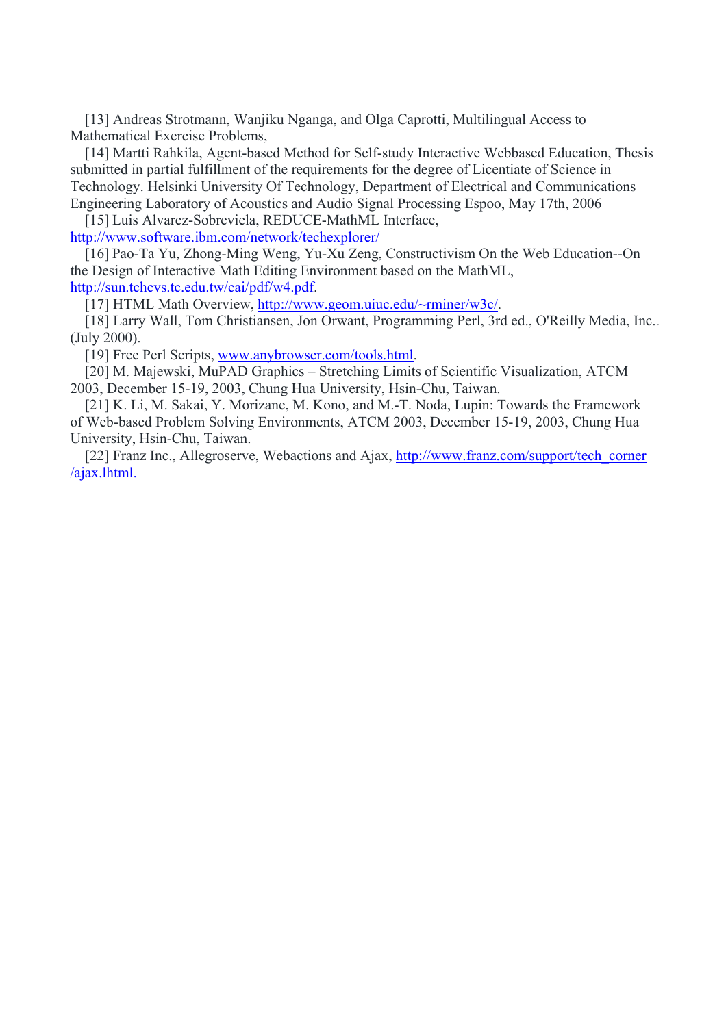[13] Andreas Strotmann, Wanjiku Nganga, and Olga Caprotti, Multilingual Access to Mathematical Exercise Problems,

[14] Martti Rahkila, Agent-based Method for Self-study Interactive Webbased Education, Thesis submitted in partial fulfillment of the requirements for the degree of Licentiate of Science in Technology. Helsinki University Of Technology, Department of Electrical and Communications Engineering Laboratory of Acoustics and Audio Signal Processing Espoo, May 17th, 2006

[15] Luis Alvarez-Sobreviela, REDUCE-MathML Interface, http://www.software.ibm.com/network/techexplorer/

[16] Pao-Ta Yu, Zhong-Ming Weng, Yu-Xu Zeng, Constructivism On the Web Education--On the Design of Interactive Math Editing Environment based on the MathML, http://sun.tchcvs.tc.edu.tw/cai/pdf/w4.pdf.

[17] HTML Math Overview, http://www.geom.uiuc.edu/~rminer/w3c/.

[18] Larry Wall, Tom Christiansen, Jon Orwant, Programming Perl, 3rd ed., O'Reilly Media, Inc.. (July 2000).

[19] Free Perl Scripts, www.anybrowser.com/tools.html.

[20] M. Majewski, MuPAD Graphics – Stretching Limits of Scientific Visualization, ATCM 2003, December 15-19, 2003, Chung Hua University, Hsin-Chu, Taiwan.

[21] K. Li, M. Sakai, Y. Morizane, M. Kono, and M.-T. Noda, Lupin: Towards the Framework of Web-based Problem Solving Environments, ATCM 2003, December 15-19, 2003, Chung Hua University, Hsin-Chu, Taiwan.

[22] Franz Inc., Allegroserve, Webactions and Ajax, http://www.franz.com/support/tech_corner/ajax.lhtml.